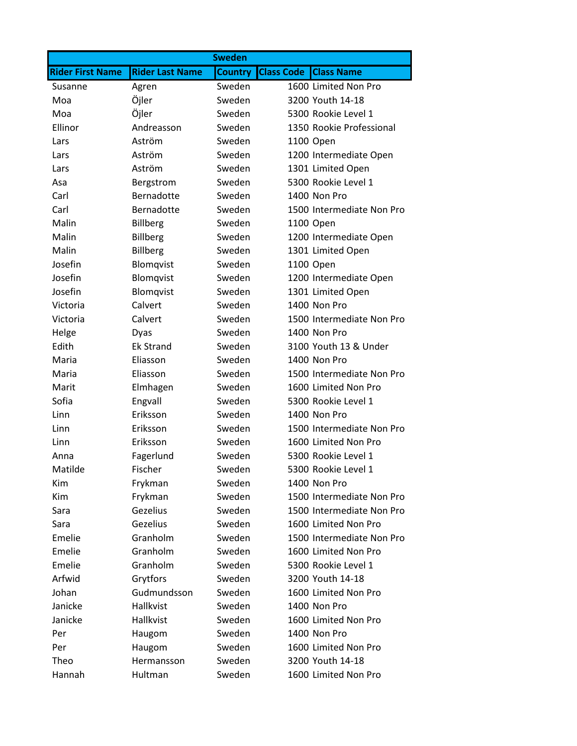| Sweden | | | | |
|---|---|---|---|---|
| Rider First Name | Rider Last Name | Country | Class Code | Class Name |
| Susanne | Agren | Sweden | 1600 | Limited Non Pro |
| Moa | Öjler | Sweden | 3200 | Youth 14-18 |
| Moa | Öjler | Sweden | 5300 | Rookie Level 1 |
| Ellinor | Andreasson | Sweden | 1350 | Rookie Professional |
| Lars | Aström | Sweden | 1100 | Open |
| Lars | Aström | Sweden | 1200 | Intermediate Open |
| Lars | Aström | Sweden | 1301 | Limited Open |
| Asa | Bergstrom | Sweden | 5300 | Rookie Level 1 |
| Carl | Bernadotte | Sweden | 1400 | Non Pro |
| Carl | Bernadotte | Sweden | 1500 | Intermediate Non Pro |
| Malin | Billberg | Sweden | 1100 | Open |
| Malin | Billberg | Sweden | 1200 | Intermediate Open |
| Malin | Billberg | Sweden | 1301 | Limited Open |
| Josefin | Blomqvist | Sweden | 1100 | Open |
| Josefin | Blomqvist | Sweden | 1200 | Intermediate Open |
| Josefin | Blomqvist | Sweden | 1301 | Limited Open |
| Victoria | Calvert | Sweden | 1400 | Non Pro |
| Victoria | Calvert | Sweden | 1500 | Intermediate Non Pro |
| Helge | Dyas | Sweden | 1400 | Non Pro |
| Edith | Ek Strand | Sweden | 3100 | Youth 13 & Under |
| Maria | Eliasson | Sweden | 1400 | Non Pro |
| Maria | Eliasson | Sweden | 1500 | Intermediate Non Pro |
| Marit | Elmhagen | Sweden | 1600 | Limited Non Pro |
| Sofia | Engvall | Sweden | 5300 | Rookie Level 1 |
| Linn | Eriksson | Sweden | 1400 | Non Pro |
| Linn | Eriksson | Sweden | 1500 | Intermediate Non Pro |
| Linn | Eriksson | Sweden | 1600 | Limited Non Pro |
| Anna | Fagerlund | Sweden | 5300 | Rookie Level 1 |
| Matilde | Fischer | Sweden | 5300 | Rookie Level 1 |
| Kim | Frykman | Sweden | 1400 | Non Pro |
| Kim | Frykman | Sweden | 1500 | Intermediate Non Pro |
| Sara | Gezelius | Sweden | 1500 | Intermediate Non Pro |
| Sara | Gezelius | Sweden | 1600 | Limited Non Pro |
| Emelie | Granholm | Sweden | 1500 | Intermediate Non Pro |
| Emelie | Granholm | Sweden | 1600 | Limited Non Pro |
| Emelie | Granholm | Sweden | 5300 | Rookie Level 1 |
| Arfwid | Grytfors | Sweden | 3200 | Youth 14-18 |
| Johan | Gudmundsson | Sweden | 1600 | Limited Non Pro |
| Janicke | Hallkvist | Sweden | 1400 | Non Pro |
| Janicke | Hallkvist | Sweden | 1600 | Limited Non Pro |
| Per | Haugom | Sweden | 1400 | Non Pro |
| Per | Haugom | Sweden | 1600 | Limited Non Pro |
| Theo | Hermansson | Sweden | 3200 | Youth 14-18 |
| Hannah | Hultman | Sweden | 1600 | Limited Non Pro |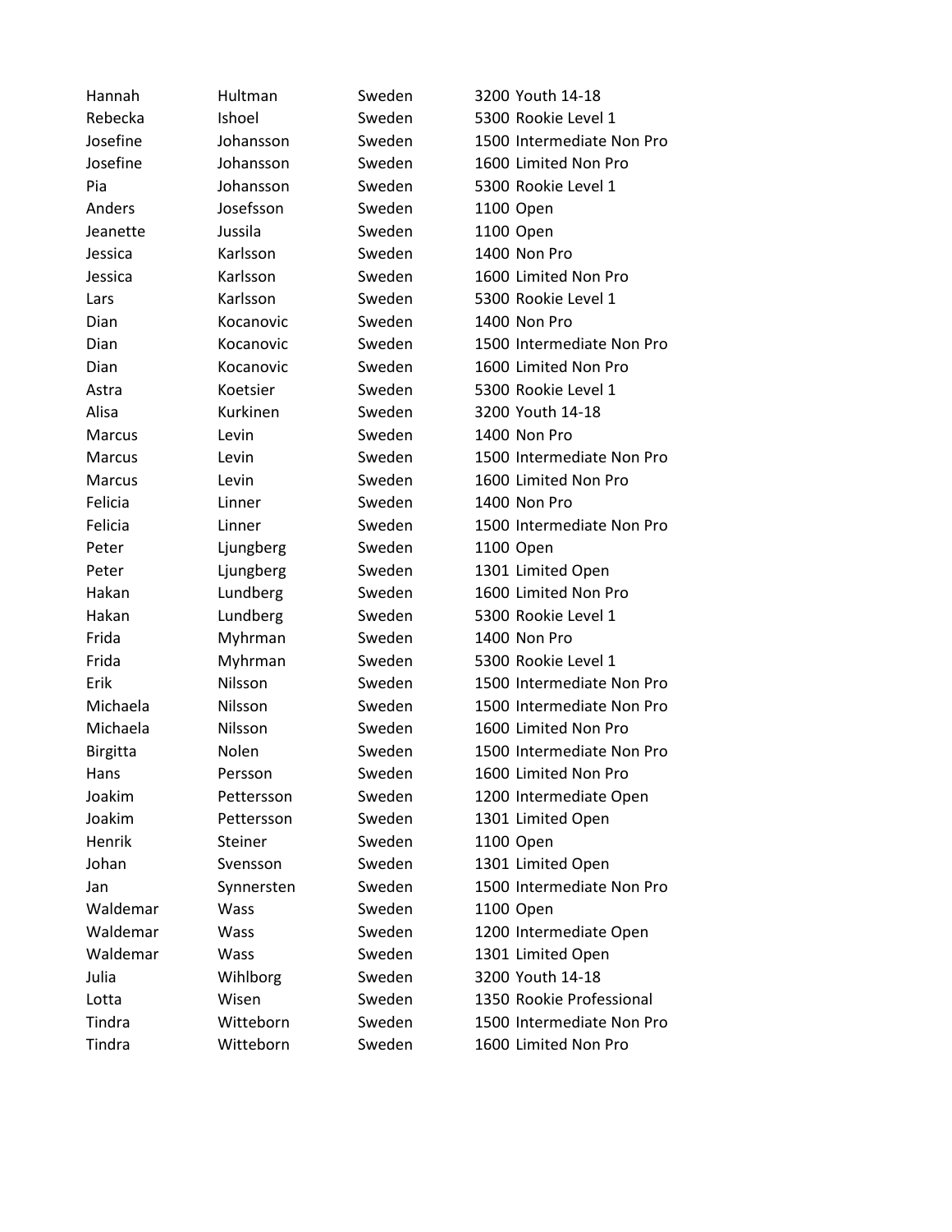| | | | | |
|---|---|---|---|---|
| Hannah | Hultman | Sweden | 3200 | Youth 14-18 |
| Rebecka | Ishoel | Sweden | 5300 | Rookie Level 1 |
| Josefine | Johansson | Sweden | 1500 | Intermediate Non Pro |
| Josefine | Johansson | Sweden | 1600 | Limited Non Pro |
| Pia | Johansson | Sweden | 5300 | Rookie Level 1 |
| Anders | Josefsson | Sweden | 1100 | Open |
| Jeanette | Jussila | Sweden | 1100 | Open |
| Jessica | Karlsson | Sweden | 1400 | Non Pro |
| Jessica | Karlsson | Sweden | 1600 | Limited Non Pro |
| Lars | Karlsson | Sweden | 5300 | Rookie Level 1 |
| Dian | Kocanovic | Sweden | 1400 | Non Pro |
| Dian | Kocanovic | Sweden | 1500 | Intermediate Non Pro |
| Dian | Kocanovic | Sweden | 1600 | Limited Non Pro |
| Astra | Koetsier | Sweden | 5300 | Rookie Level 1 |
| Alisa | Kurkinen | Sweden | 3200 | Youth 14-18 |
| Marcus | Levin | Sweden | 1400 | Non Pro |
| Marcus | Levin | Sweden | 1500 | Intermediate Non Pro |
| Marcus | Levin | Sweden | 1600 | Limited Non Pro |
| Felicia | Linner | Sweden | 1400 | Non Pro |
| Felicia | Linner | Sweden | 1500 | Intermediate Non Pro |
| Peter | Ljungberg | Sweden | 1100 | Open |
| Peter | Ljungberg | Sweden | 1301 | Limited Open |
| Hakan | Lundberg | Sweden | 1600 | Limited Non Pro |
| Hakan | Lundberg | Sweden | 5300 | Rookie Level 1 |
| Frida | Myhrman | Sweden | 1400 | Non Pro |
| Frida | Myhrman | Sweden | 5300 | Rookie Level 1 |
| Erik | Nilsson | Sweden | 1500 | Intermediate Non Pro |
| Michaela | Nilsson | Sweden | 1500 | Intermediate Non Pro |
| Michaela | Nilsson | Sweden | 1600 | Limited Non Pro |
| Birgitta | Nolen | Sweden | 1500 | Intermediate Non Pro |
| Hans | Persson | Sweden | 1600 | Limited Non Pro |
| Joakim | Pettersson | Sweden | 1200 | Intermediate Open |
| Joakim | Pettersson | Sweden | 1301 | Limited Open |
| Henrik | Steiner | Sweden | 1100 | Open |
| Johan | Svensson | Sweden | 1301 | Limited Open |
| Jan | Synnersten | Sweden | 1500 | Intermediate Non Pro |
| Waldemar | Wass | Sweden | 1100 | Open |
| Waldemar | Wass | Sweden | 1200 | Intermediate Open |
| Waldemar | Wass | Sweden | 1301 | Limited Open |
| Julia | Wihlborg | Sweden | 3200 | Youth 14-18 |
| Lotta | Wisen | Sweden | 1350 | Rookie Professional |
| Tindra | Witteborn | Sweden | 1500 | Intermediate Non Pro |
| Tindra | Witteborn | Sweden | 1600 | Limited Non Pro |